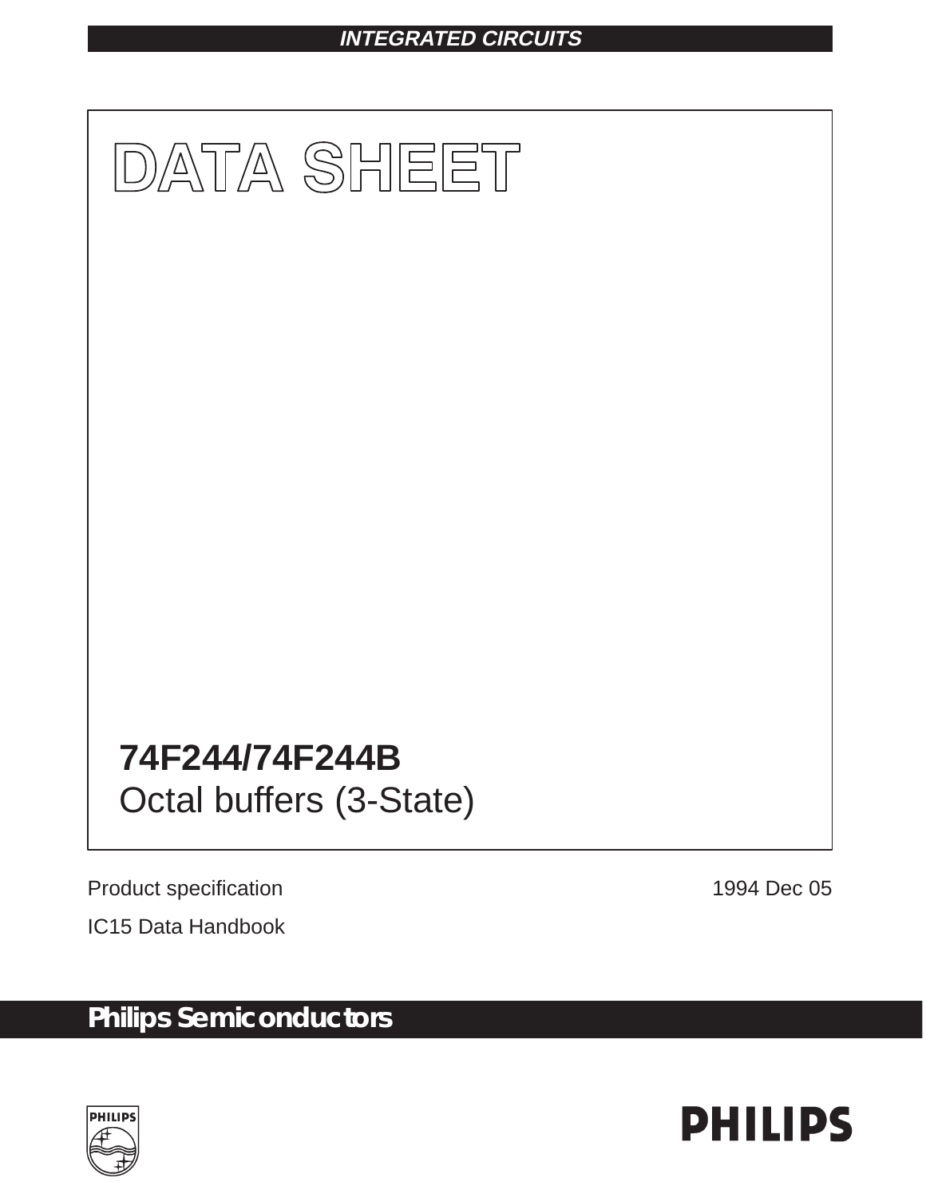INTEGRATED CIRCUITS

# DATA SHEET

## 74F244/74F244B
Octal buffers (3-State)

Product specification
IC15 Data Handbook

1994 Dec 05

**Philips Semiconductors**

PHILIPS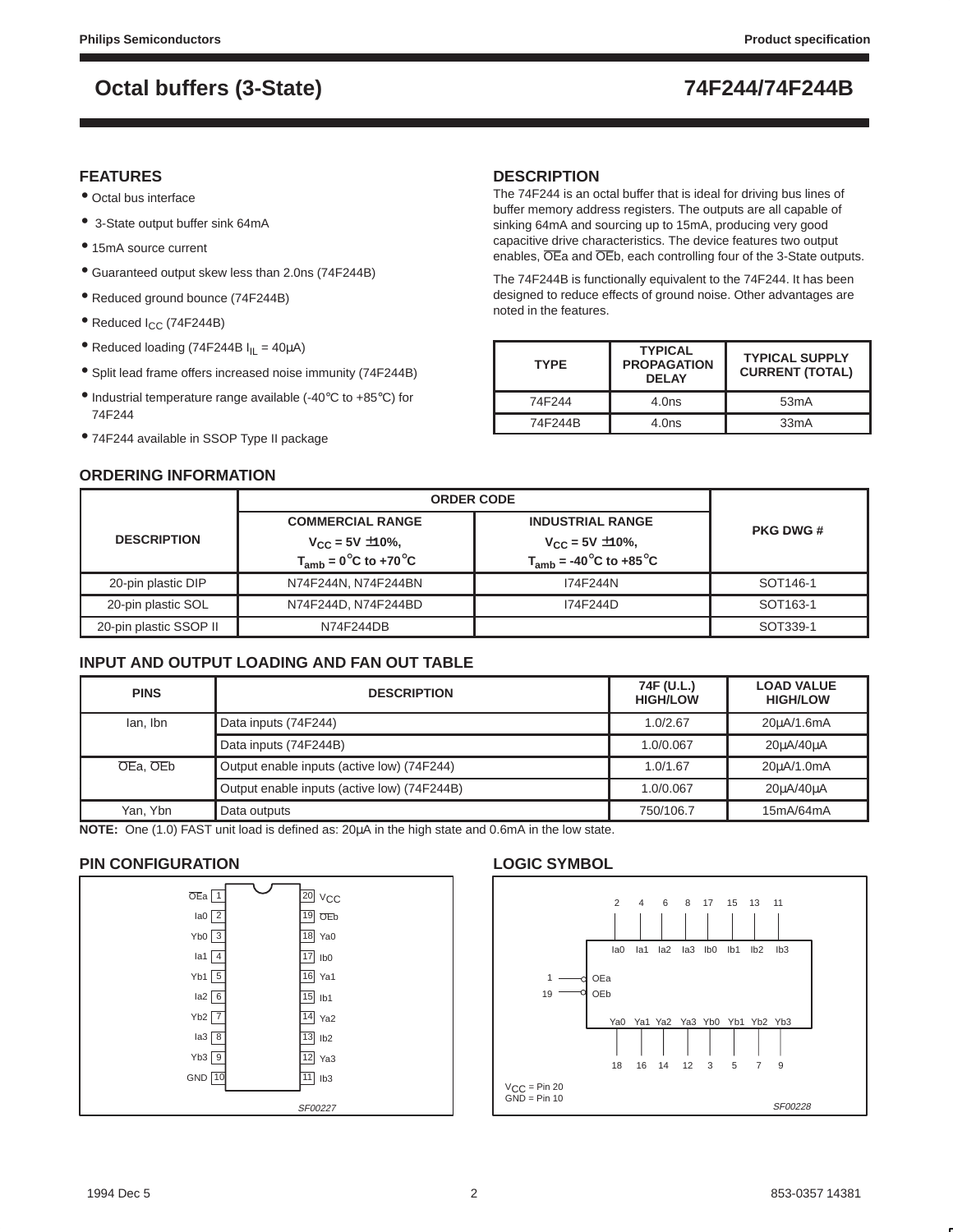# Octal buffers (3-State) — 74F244/74F244B

## FEATURES

- Octal bus interface
- 3-State output buffer sink 64mA
- 15mA source current
- Guaranteed output skew less than 2.0ns (74F244B)
- Reduced ground bounce (74F244B)
- Reduced $I_{CC}$ (74F244B)
- Reduced loading (74F244B $I_{IL}$ = 40μA)
- Split lead frame offers increased noise immunity (74F244B)
- Industrial temperature range available (-40°C to +85°C) for 74F244
- 74F244 available in SSOP Type II package

## DESCRIPTION

The 74F244 is an octal buffer that is ideal for driving bus lines of buffer memory address registers. The outputs are all capable of sinking 64mA and sourcing up to 15mA, producing very good capacitive drive characteristics. The device features two output enables, $\overline{OE}$a and $\overline{OE}$b, each controlling four of the 3-State outputs.

The 74F244B is functionally equivalent to the 74F244. It has been designed to reduce effects of ground noise. Other advantages are noted in the features.

| TYPE | TYPICAL PROPAGATION DELAY | TYPICAL SUPPLY CURRENT (TOTAL) |
|---|---|---|
| 74F244 | 4.0ns | 53mA |
| 74F244B | 4.0ns | 33mA |

## ORDERING INFORMATION

| DESCRIPTION | ORDER CODE | | PKG DWG # |
|---|---|---|---|
| | COMMERCIAL RANGE $V_{CC}$ = 5V ±10%, $T_{amb}$ = 0°C to +70°C | INDUSTRIAL RANGE $V_{CC}$ = 5V ±10%, $T_{amb}$ = -40°C to +85°C | |
| 20-pin plastic DIP | N74F244N, N74F244BN | I74F244N | SOT146-1 |
| 20-pin plastic SOL | N74F244D, N74F244BD | I74F244D | SOT163-1 |
| 20-pin plastic SSOP II | N74F244DB | | SOT339-1 |

## INPUT AND OUTPUT LOADING AND FAN OUT TABLE

| PINS | DESCRIPTION | 74F (U.L.) HIGH/LOW | LOAD VALUE HIGH/LOW |
|---|---|---|---|
| Ian, Ibn | Data inputs (74F244) | 1.0/2.67 | 20μA/1.6mA |
| | Data inputs (74F244B) | 1.0/0.067 | 20μA/40μA |
| $\overline{OE}$a, $\overline{OE}$b | Output enable inputs (active low) (74F244) | 1.0/1.67 | 20μA/1.0mA |
| | Output enable inputs (active low) (74F244B) | 1.0/0.067 | 20μA/40μA |
| Yan, Ybn | Data outputs | 750/106.7 | 15mA/64mA |

**NOTE:** One (1.0) FAST unit load is defined as: 20μA in the high state and 0.6mA in the low state.

## PIN CONFIGURATION

| Pin | Name | Pin | Name |
|---|---|---|---|
| 1 | $\overline{OE}$a | 20 | $V_{CC}$ |
| 2 | Ia0 | 19 | $\overline{OE}$b |
| 3 | Yb0 | 18 | Ya0 |
| 4 | Ia1 | 17 | Ib0 |
| 5 | Yb1 | 16 | Ya1 |
| 6 | Ia2 | 15 | Ib1 |
| 7 | Yb2 | 14 | Ya2 |
| 8 | Ia3 | 13 | Ib2 |
| 9 | Yb3 | 12 | Ya3 |
| 10 | GND | 11 | Ib3 |

SF00227

## LOGIC SYMBOL

Inputs: Ia0 (2), Ia1 (4), Ia2 (6), Ia3 (8), Ib0 (17), Ib1 (15), Ib2 (13), Ib3 (11)

Output enables: OEa (1), OEb (19)

Outputs: Ya0 (18), Ya1 (16), Ya2 (14), Ya3 (12), Yb0 (3), Yb1 (5), Yb2 (7), Yb3 (9)

$V_{CC}$ = Pin 20
GND = Pin 10

SF00228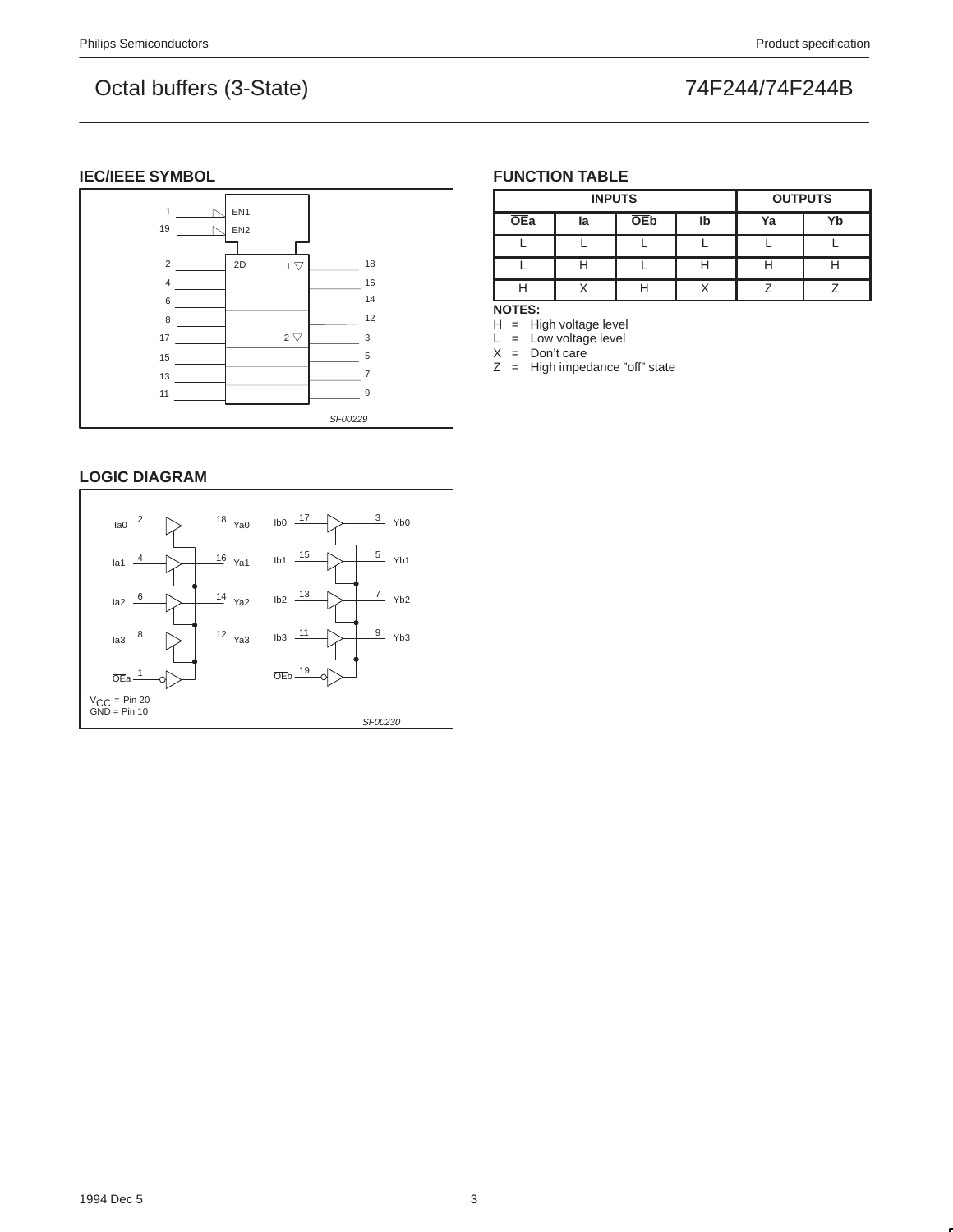## IEC/IEEE SYMBOL

SF00229

## LOGIC DIAGRAM

SF00230

## FUNCTION TABLE

| INPUTS | | | | OUTPUTS | |
|---|---|---|---|---|---|
| $\overline{OEa}$ | Ia | $\overline{OEb}$ | Ib | Ya | Yb |
| L | L | L | L | L | L |
| L | H | L | H | H | H |
| H | X | H | X | Z | Z |

**NOTES:**

H = High voltage level
L = Low voltage level
X = Don't care
Z = High impedance "off" state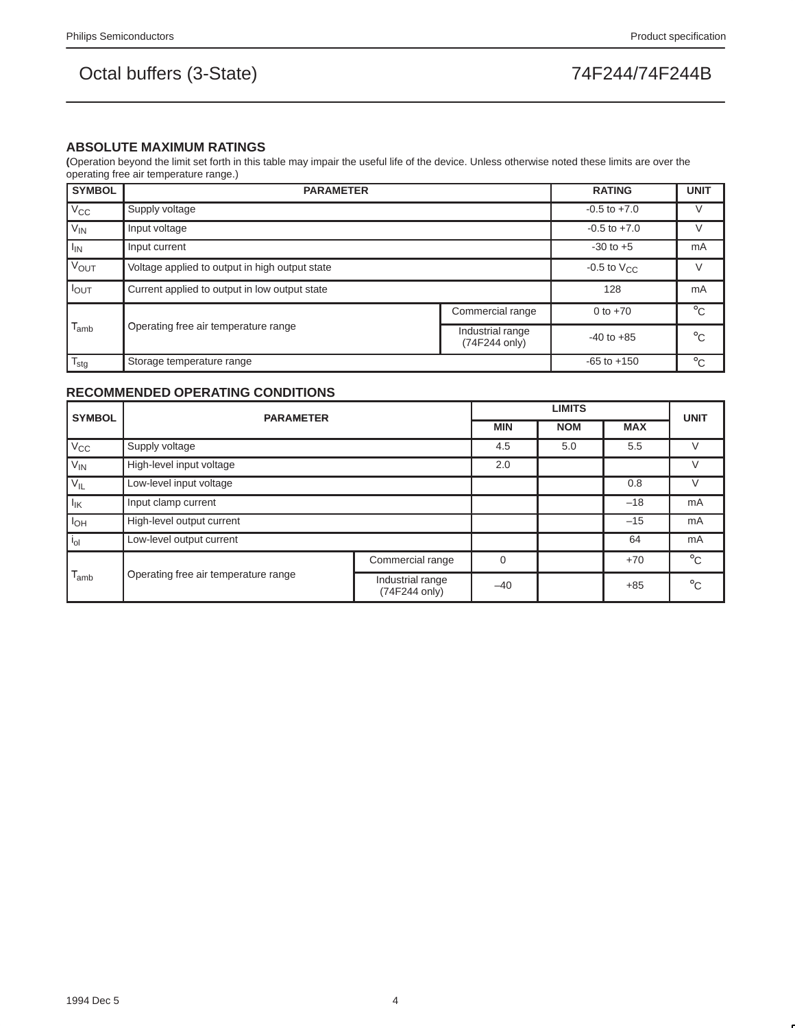# Octal buffers (3-State)

# 74F244/74F244B

## ABSOLUTE MAXIMUM RATINGS

(Operation beyond the limit set forth in this table may impair the useful life of the device. Unless otherwise noted these limits are over the operating free air temperature range.)

| SYMBOL | PARAMETER | | RATING | UNIT |
|---|---|---|---|---|
| $V_{CC}$ | Supply voltage | | -0.5 to +7.0 | V |
| $V_{IN}$ | Input voltage | | -0.5 to +7.0 | V |
| $I_{IN}$ | Input current | | -30 to +5 | mA |
| $V_{OUT}$ | Voltage applied to output in high output state | | -0.5 to $V_{CC}$ | V |
| $I_{OUT}$ | Current applied to output in low output state | | 128 | mA |
| $T_{amb}$ | Operating free air temperature range | Commercial range | 0 to +70 | °C |
| | | Industrial range (74F244 only) | -40 to +85 | °C |
| $T_{stg}$ | Storage temperature range | | -65 to +150 | °C |

## RECOMMENDED OPERATING CONDITIONS

| SYMBOL | PARAMETER | | LIMITS | | | UNIT |
|---|---|---|---|---|---|---|
| | | | MIN | NOM | MAX | |
| $V_{CC}$ | Supply voltage | | 4.5 | 5.0 | 5.5 | V |
| $V_{IN}$ | High-level input voltage | | 2.0 | | | V |
| $V_{IL}$ | Low-level input voltage | | | | 0.8 | V |
| $I_{IK}$ | Input clamp current | | | | –18 | mA |
| $I_{OH}$ | High-level output current | | | | –15 | mA |
| $i_{ol}$ | Low-level output current | | | | 64 | mA |
| $T_{amb}$ | Operating free air temperature range | Commercial range | 0 | | +70 | °C |
| | | Industrial range (74F244 only) | –40 | | +85 | °C |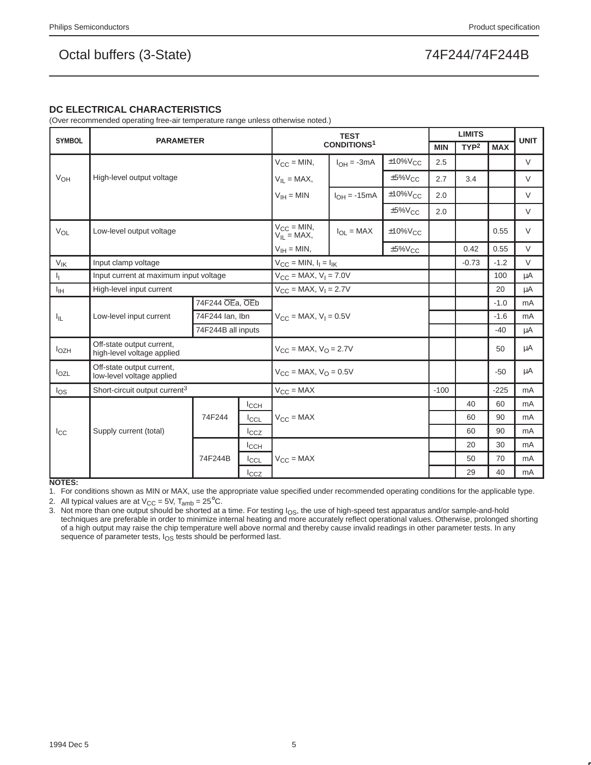## DC ELECTRICAL CHARACTERISTICS

(Over recommended operating free-air temperature range unless otherwise noted.)

| SYMBOL | PARAMETER | | TEST CONDITIONS[1] | | | LIMITS | | | UNIT |
|---|---|---|---|---|---|---|---|---|---|
| | | | | | | MIN | TYP[2] | MAX | |
| $V_{OH}$ | High-level output voltage | | $V_{CC}$ = MIN, $V_{IL}$ = MAX, $V_{IH}$ = MIN | $I_{OH}$ = -3mA | ±10%$V_{CC}$ | 2.5 | | | V |
| | | | | | ±5%$V_{CC}$ | 2.7 | 3.4 | | V |
| | | | | $I_{OH}$ = -15mA | ±10%$V_{CC}$ | 2.0 | | | V |
| | | | | | ±5%$V_{CC}$ | 2.0 | | | V |
| $V_{OL}$ | Low-level output voltage | | $V_{CC}$ = MIN, $V_{IL}$ = MAX, $V_{IH}$ = MIN, | $I_{OL}$ = MAX | ±10%$V_{CC}$ | | | 0.55 | V |
| | | | | | ±5%$V_{CC}$ | | 0.42 | 0.55 | V |
| $V_{IK}$ | Input clamp voltage | | $V_{CC}$ = MIN, $I_I$ = $I_{IK}$ | | | | -0.73 | -1.2 | V |
| $I_I$ | Input current at maximum input voltage | | $V_{CC}$ = MAX, $V_I$ = 7.0V | | | | | 100 | μA |
| $I_{IH}$ | High-level input current | | $V_{CC}$ = MAX, $V_I$ = 2.7V | | | | | 20 | μA |
| $I_{IL}$ | Low-level input current | 74F244 $\overline{OE}$a, $\overline{OE}$b | $V_{CC}$ = MAX, $V_I$ = 0.5V | | | | | -1.0 | mA |
| | | 74F244 Ian, Ibn | | | | | | -1.6 | mA |
| | | 74F244B all inputs | | | | | | -40 | μA |
| $I_{OZH}$ | Off-state output current, high-level voltage applied | | $V_{CC}$ = MAX, $V_O$ = 2.7V | | | | | 50 | μA |
| $I_{OZL}$ | Off-state output current, low-level voltage applied | | $V_{CC}$ = MAX, $V_O$ = 0.5V | | | | | -50 | μA |
| $I_{OS}$ | Short-circuit output current[3] | | $V_{CC}$ = MAX | | | -100 | | -225 | mA |
| $I_{CC}$ | Supply current (total) | 74F244 $I_{CCH}$ | $V_{CC}$ = MAX | | | | 40 | 60 | mA |
| | | 74F244 $I_{CCL}$ | | | | | 60 | 90 | mA |
| | | 74F244 $I_{CCZ}$ | | | | | 60 | 90 | mA |
| | | 74F244B $I_{CCH}$ | $V_{CC}$ = MAX | | | | 20 | 30 | mA |
| | | 74F244B $I_{CCL}$ | | | | | 50 | 70 | mA |
| | | 74F244B $I_{CCZ}$ | | | | | 29 | 40 | mA |

**NOTES:**

1. For conditions shown as MIN or MAX, use the appropriate value specified under recommended operating conditions for the applicable type.
2. All typical values are at $V_{CC}$ = 5V, $T_{amb}$ = 25°C.
3. Not more than one output should be shorted at a time. For testing $I_{OS}$, the use of high-speed test apparatus and/or sample-and-hold techniques are preferable in order to minimize internal heating and more accurately reflect operational values. Otherwise, prolonged shorting of a high output may raise the chip temperature well above normal and thereby cause invalid readings in other parameter tests. In any sequence of parameter tests, $I_{OS}$ tests should be performed last.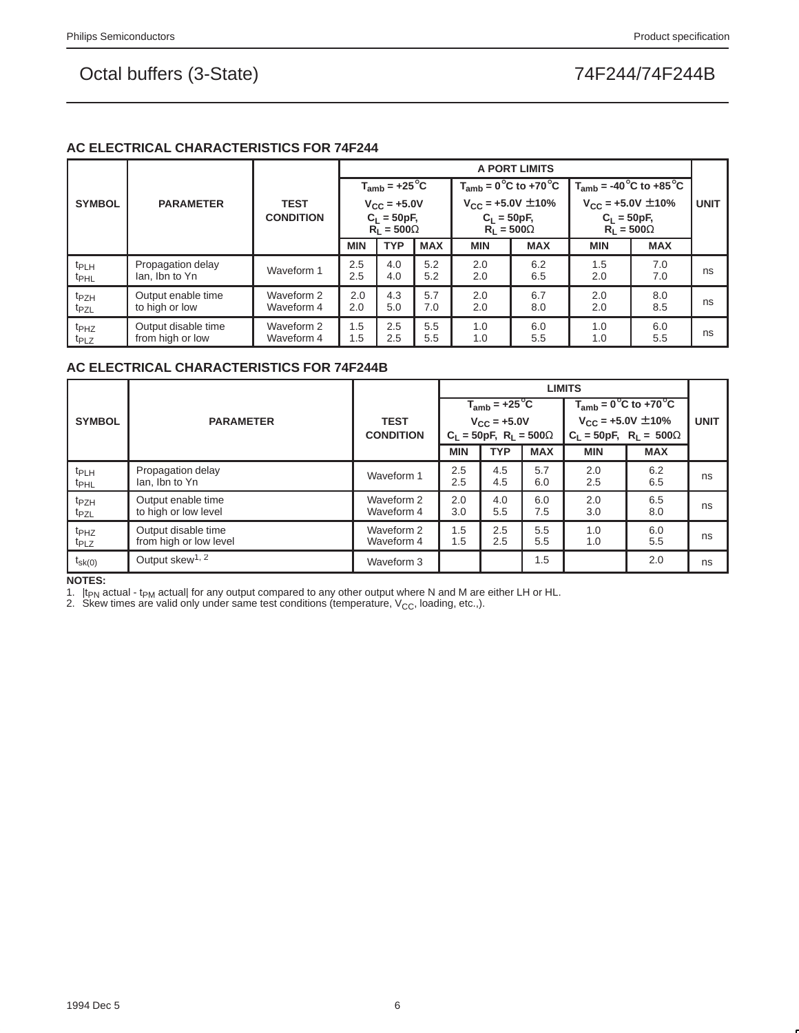## AC ELECTRICAL CHARACTERISTICS FOR 74F244

| SYMBOL | PARAMETER | TEST CONDITION | A PORT LIMITS | | | | | | | UNIT |
|---|---|---|---|---|---|---|---|---|---|---|
| | | | $T_{amb}$ = +25°C<br>$V_{CC}$ = +5.0V<br>$C_L$ = 50pF,<br>$R_L$ = 500Ω | | | $T_{amb}$ = 0°C to +70°C<br>$V_{CC}$ = +5.0V ±10%<br>$C_L$ = 50pF,<br>$R_L$ = 500Ω | | $T_{amb}$ = -40°C to +85°C<br>$V_{CC}$ = +5.0V ±10%<br>$C_L$ = 50pF,<br>$R_L$ = 500Ω | | |
| | | | MIN | TYP | MAX | MIN | MAX | MIN | MAX | |
| $t_{PLH}$<br>$t_{PHL}$ | Propagation delay<br>Ian, Ibn to Yn | Waveform 1 | 2.5<br>2.5 | 4.0<br>4.0 | 5.2<br>5.2 | 2.0<br>2.0 | 6.2<br>6.5 | 1.5<br>2.0 | 7.0<br>7.0 | ns |
| $t_{PZH}$<br>$t_{PZL}$ | Output enable time<br>to high or low | Waveform 2<br>Waveform 4 | 2.0<br>2.0 | 4.3<br>5.0 | 5.7<br>7.0 | 2.0<br>2.0 | 6.7<br>8.0 | 2.0<br>2.0 | 8.0<br>8.5 | ns |
| $t_{PHZ}$<br>$t_{PLZ}$ | Output disable time<br>from high or low | Waveform 2<br>Waveform 4 | 1.5<br>1.5 | 2.5<br>2.5 | 5.5<br>5.5 | 1.0<br>1.0 | 6.0<br>5.5 | 1.0<br>1.0 | 6.0<br>5.5 | ns |

## AC ELECTRICAL CHARACTERISTICS FOR 74F244B

| SYMBOL | PARAMETER | TEST CONDITION | LIMITS | | | | | UNIT |
|---|---|---|---|---|---|---|---|---|
| | | | $T_{amb}$ = +25°C<br>$V_{CC}$ = +5.0V<br>$C_L$ = 50pF, $R_L$ = 500Ω | | | $T_{amb}$ = 0°C to +70°C<br>$V_{CC}$ = +5.0V ±10%<br>$C_L$ = 50pF, $R_L$ = 500Ω | | |
| | | | MIN | TYP | MAX | MIN | MAX | |
| $t_{PLH}$<br>$t_{PHL}$ | Propagation delay<br>Ian, Ibn to Yn | Waveform 1 | 2.5<br>2.5 | 4.5<br>4.5 | 5.7<br>6.0 | 2.0<br>2.5 | 6.2<br>6.5 | ns |
| $t_{PZH}$<br>$t_{PZL}$ | Output enable time<br>to high or low level | Waveform 2<br>Waveform 4 | 2.0<br>3.0 | 4.0<br>5.5 | 6.0<br>7.5 | 2.0<br>3.0 | 6.5<br>8.0 | ns |
| $t_{PHZ}$<br>$t_{PLZ}$ | Output disable time<br>from high or low level | Waveform 2<br>Waveform 4 | 1.5<br>1.5 | 2.5<br>2.5 | 5.5<br>5.5 | 1.0<br>1.0 | 6.0<br>5.5 | ns |
| $t_{sk(0)}$ | Output skew[1, 2] | Waveform 3 | | | 1.5 | | 2.0 | ns |

**NOTES:**

1. $|t_{PN}$ actual - $t_{PM}$ actual$|$ for any output compared to any other output where N and M are either LH or HL.
2. Skew times are valid only under same test conditions (temperature, $V_{CC}$, loading, etc.,).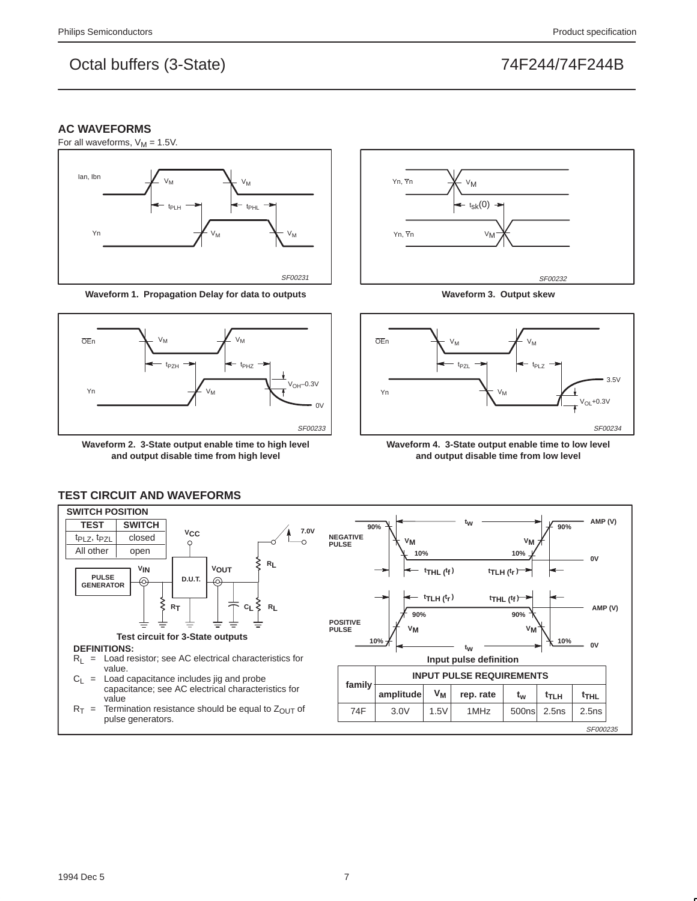## AC WAVEFORMS

For all waveforms, $V_M$ = 1.5V.

Waveform 1. Propagation Delay for data to outputs

Waveform 3. Output skew

Waveform 2. 3-State output enable time to high level and output disable time from high level

Waveform 4. 3-State output enable time to low level and output disable time from low level

## TEST CIRCUIT AND WAVEFORMS

**SWITCH POSITION**

| TEST | SWITCH |
|---|---|
| $t_{PLZ}$, $t_{PZL}$ | closed |
| All other | open |

Test circuit for 3-State outputs

**DEFINITIONS:**

$R_L$ = Load resistor; see AC electrical characteristics for value.

$C_L$ = Load capacitance includes jig and probe capacitance; see AC electrical characteristics for value

$R_T$ = Termination resistance should be equal to $Z_{OUT}$ of pulse generators.

Input pulse definition

| family | INPUT PULSE REQUIREMENTS | | | | | |
|---|---|---|---|---|---|---|
| | amplitude | $V_M$ | rep. rate | $t_w$ | $t_{TLH}$ | $t_{THL}$ |
| 74F | 3.0V | 1.5V | 1MHz | 500ns | 2.5ns | 2.5ns |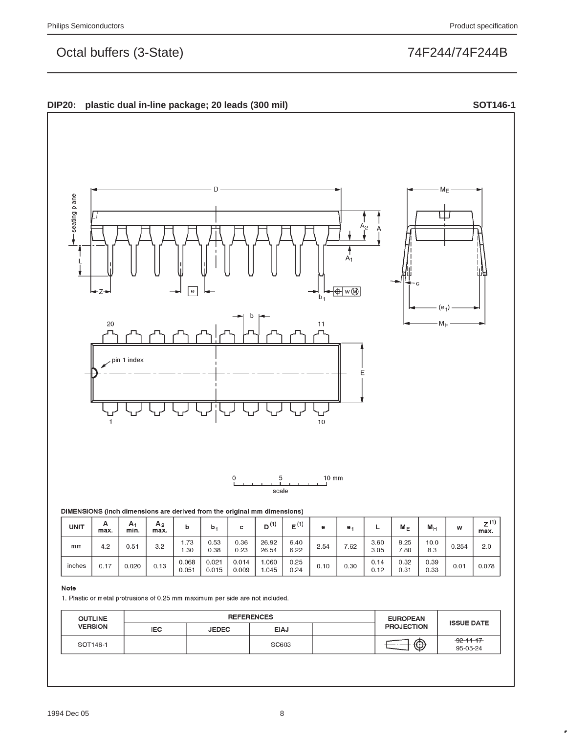## DIP20: plastic dual in-line package; 20 leads (300 mil) SOT146-1

**DIMENSIONS (inch dimensions are derived from the original mm dimensions)**

| UNIT | A max. | $A_1$ min. | $A_2$ max. | b | $b_1$ | c | $D^{(1)}$ | $E^{(1)}$ | e | $e_1$ | L | $M_E$ | $M_H$ | w | $Z^{(1)}$ max. |
|---|---|---|---|---|---|---|---|---|---|---|---|---|---|---|---|
| mm | 4.2 | 0.51 | 3.2 | 1.73<br>1.30 | 0.53<br>0.38 | 0.36<br>0.23 | 26.92<br>26.54 | 6.40<br>6.22 | 2.54 | 7.62 | 3.60<br>3.05 | 8.25<br>7.80 | 10.0<br>8.3 | 0.254 | 2.0 |
| inches | 0.17 | 0.020 | 0.13 | 0.068<br>0.051 | 0.021<br>0.015 | 0.014<br>0.009 | 1.060<br>1.045 | 0.25<br>0.24 | 0.10 | 0.30 | 0.14<br>0.12 | 0.32<br>0.31 | 0.39<br>0.33 | 0.01 | 0.078 |

**Note**

1. Plastic or metal protrusions of 0.25 mm maximum per side are not included.

| OUTLINE VERSION | REFERENCES | | | | EUROPEAN PROJECTION | ISSUE DATE |
|---|---|---|---|---|---|---|
| | IEC | JEDEC | EIAJ | | | |
| SOT146-1 | | | SC603 | | | ~~92-11-17~~<br>95-05-24 |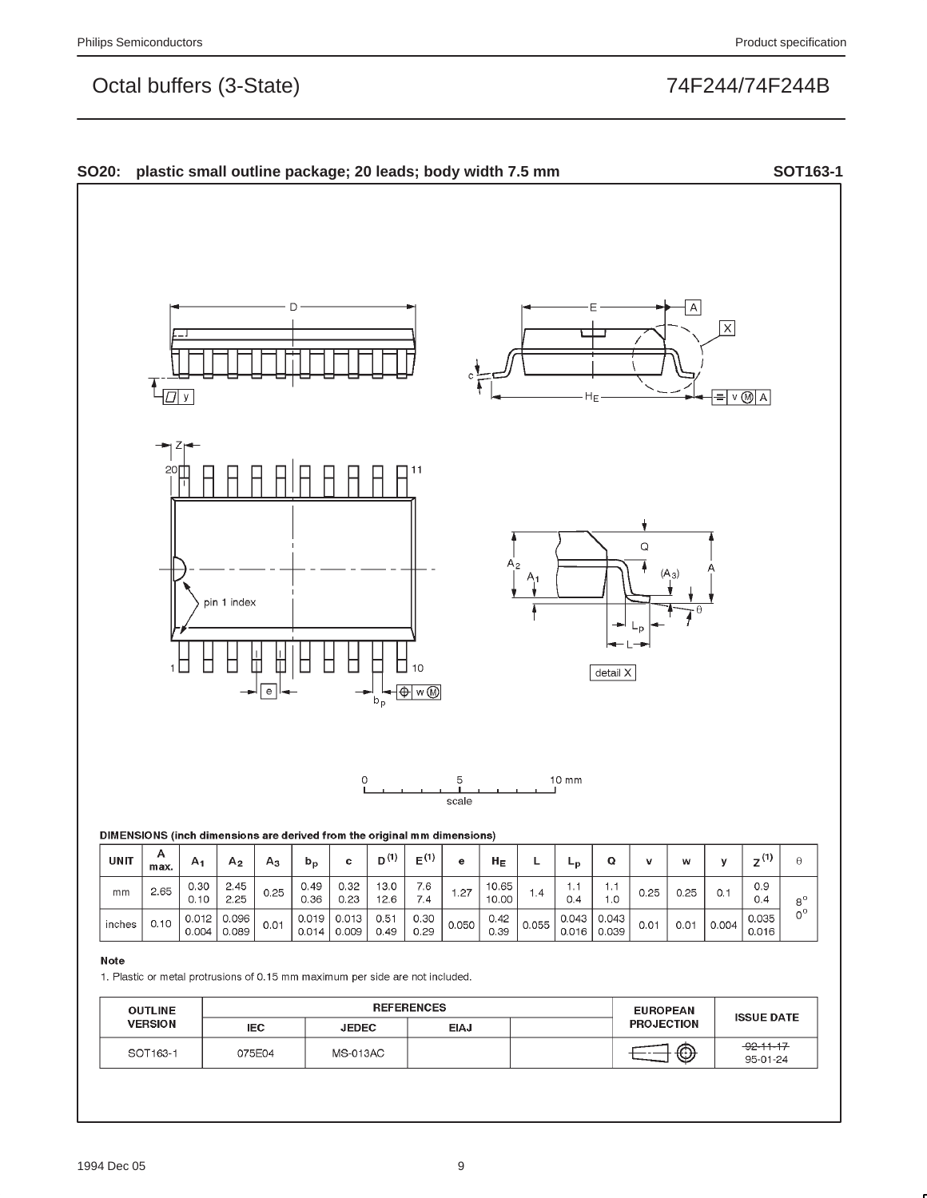## SO20: plastic small outline package; 20 leads; body width 7.5 mm — SOT163-1

DIMENSIONS (inch dimensions are derived from the original mm dimensions)

| UNIT | A max. | $A_1$ | $A_2$ | $A_3$ | $b_p$ | c | $D^{(1)}$ | $E^{(1)}$ | e | $H_E$ | L | $L_p$ | Q | v | w | y | $Z^{(1)}$ | θ |
|---|---|---|---|---|---|---|---|---|---|---|---|---|---|---|---|---|---|---|
| mm | 2.65 | 0.30 0.10 | 2.45 2.25 | 0.25 | 0.49 0.36 | 0.32 0.23 | 13.0 12.6 | 7.6 7.4 | 1.27 | 10.65 10.00 | 1.4 | 1.1 0.4 | 1.1 1.0 | 0.25 | 0.25 | 0.1 | 0.9 0.4 | 8° 0° |
| inches | 0.10 | 0.012 0.004 | 0.096 0.089 | 0.01 | 0.019 0.014 | 0.013 0.009 | 0.51 0.49 | 0.30 0.29 | 0.050 | 0.42 0.39 | 0.055 | 0.043 0.016 | 0.043 0.039 | 0.01 | 0.01 | 0.004 | 0.035 0.016 | |

**Note**

1. Plastic or metal protrusions of 0.15 mm maximum per side are not included.

| OUTLINE VERSION | REFERENCES | | | | EUROPEAN PROJECTION | ISSUE DATE |
|---|---|---|---|---|---|---|
| | IEC | JEDEC | EIAJ | | | |
| SOT163-1 | 075E04 | MS-013AC | | | | ~~92-11-17~~ 95-01-24 |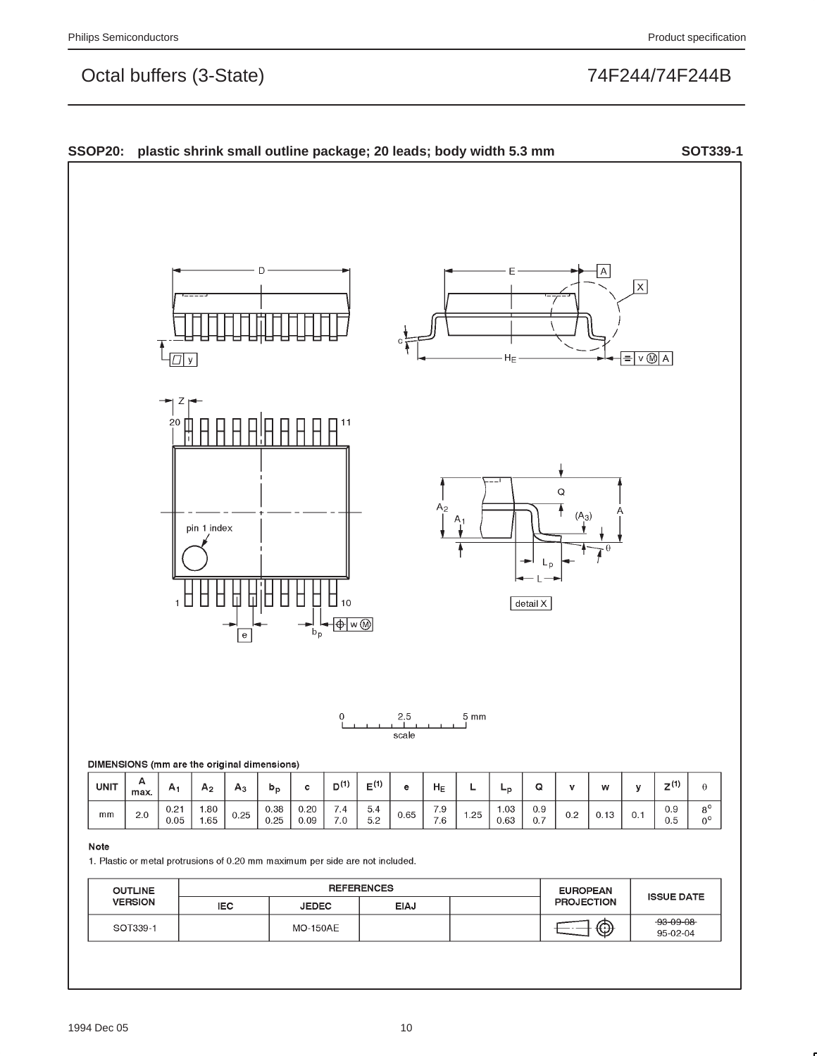## SSOP20: plastic shrink small outline package; 20 leads; body width 5.3 mm — SOT339-1

DIMENSIONS (mm are the original dimensions)

| UNIT | A max. | $A_1$ | $A_2$ | $A_3$ | $b_p$ | c | $D^{(1)}$ | $E^{(1)}$ | e | $H_E$ | L | $L_p$ | Q | v | w | y | $Z^{(1)}$ | θ |
|---|---|---|---|---|---|---|---|---|---|---|---|---|---|---|---|---|---|---|
| mm | 2.0 | 0.21<br>0.05 | 1.80<br>1.65 | 0.25 | 0.38<br>0.25 | 0.20<br>0.09 | 7.4<br>7.0 | 5.4<br>5.2 | 0.65 | 7.9<br>7.6 | 1.25 | 1.03<br>0.63 | 0.9<br>0.7 | 0.2 | 0.13 | 0.1 | 0.9<br>0.5 | 8°<br>0° |

**Note**

1. Plastic or metal protrusions of 0.20 mm maximum per side are not included.

| OUTLINE VERSION | REFERENCES | | | | EUROPEAN PROJECTION | ISSUE DATE |
|---|---|---|---|---|---|---|
| | IEC | JEDEC | EIAJ | | | |
| SOT339-1 | | MO-150AE | | | | ~~93-09-08~~<br>95-02-04 |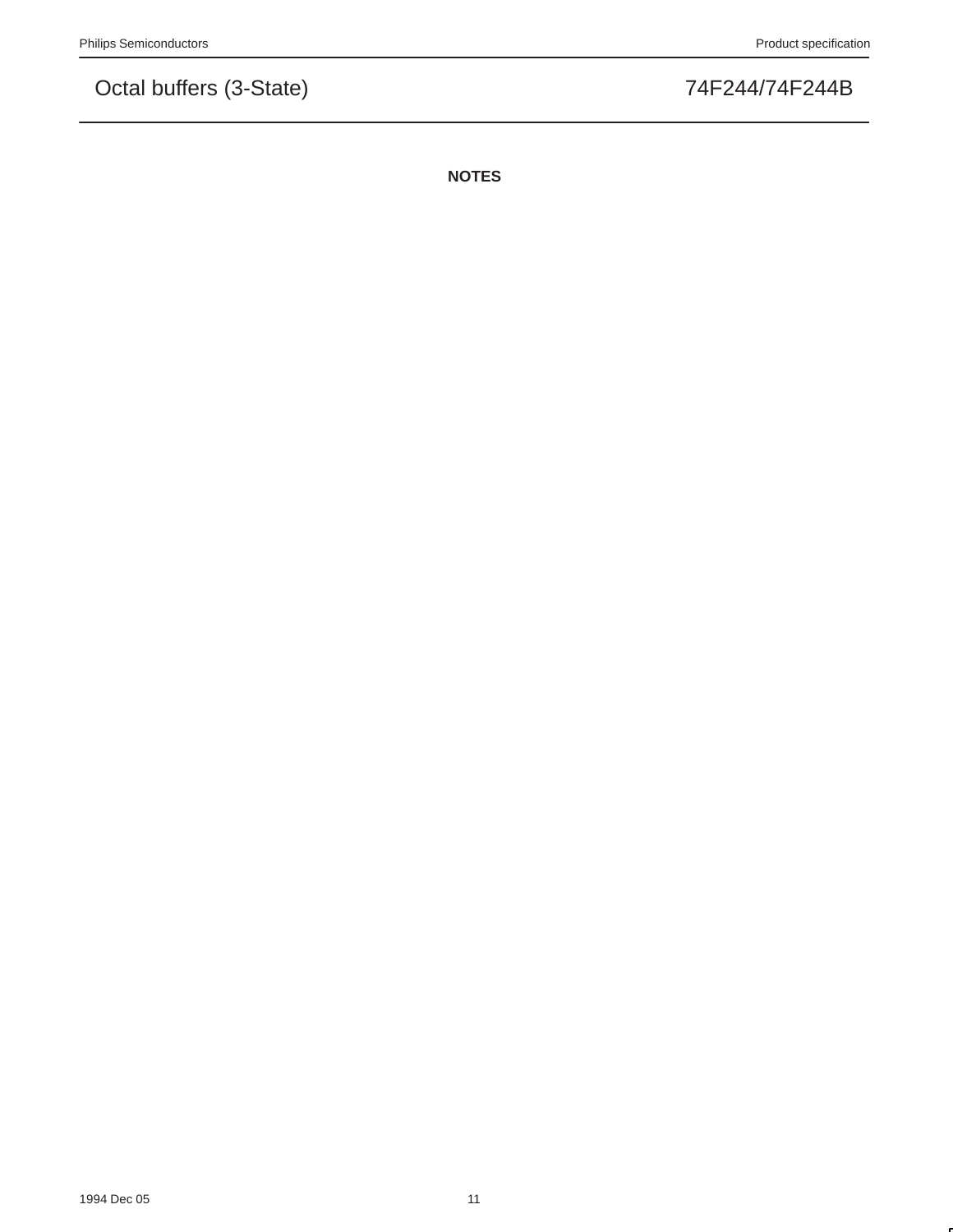**NOTES**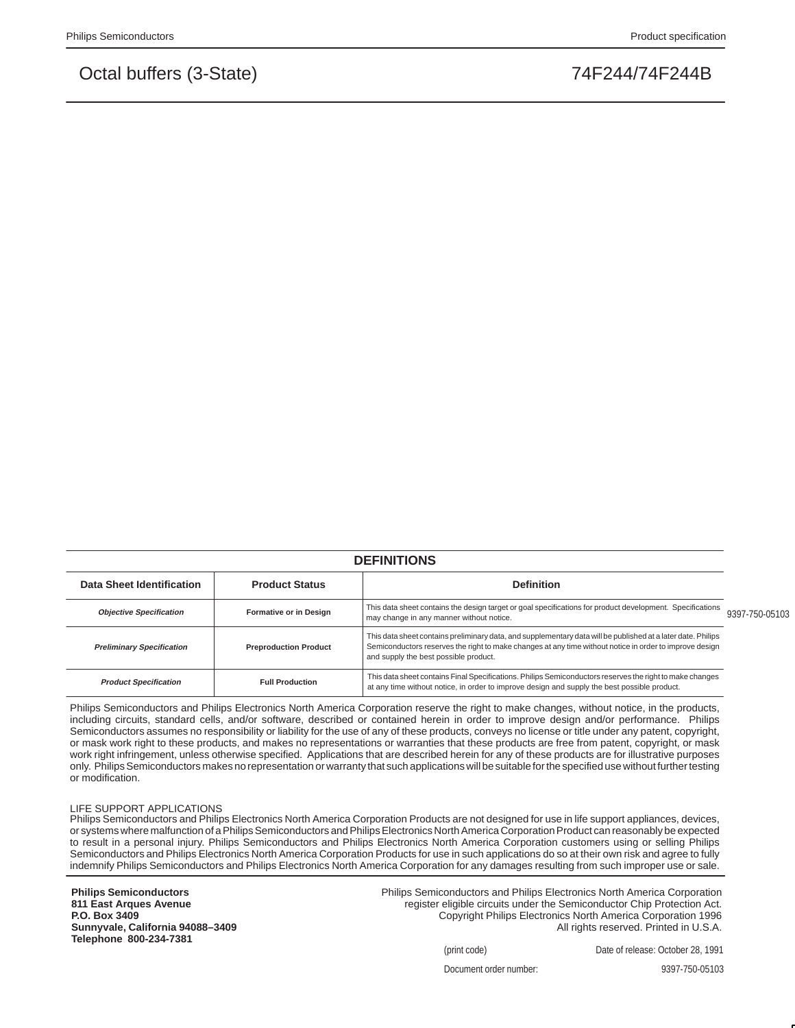## DEFINITIONS

| Data Sheet Identification | Product Status | Definition |
| --- | --- | --- |
| *Objective Specification* | Formative or in Design | This data sheet contains the design target or goal specifications for product development. Specifications may change in any manner without notice. |
| *Preliminary Specification* | Preproduction Product | This data sheet contains preliminary data, and supplementary data will be published at a later date. Philips Semiconductors reserves the right to make changes at any time without notice in order to improve design and supply the best possible product. |
| *Product Specification* | Full Production | This data sheet contains Final Specifications. Philips Semiconductors reserves the right to make changes at any time without notice, in order to improve design and supply the best possible product. |

Philips Semiconductors and Philips Electronics North America Corporation reserve the right to make changes, without notice, in the products, including circuits, standard cells, and/or software, described or contained herein in order to improve design and/or performance. Philips Semiconductors assumes no responsibility or liability for the use of any of these products, conveys no license or title under any patent, copyright, or mask work right to these products, and makes no representations or warranties that these products are free from patent, copyright, or mask work right infringement, unless otherwise specified. Applications that are described herein for any of these products are for illustrative purposes only. Philips Semiconductors makes no representation or warranty that such applications will be suitable for the specified use without further testing or modification.

LIFE SUPPORT APPLICATIONS
Philips Semiconductors and Philips Electronics North America Corporation Products are not designed for use in life support appliances, devices, or systems where malfunction of a Philips Semiconductors and Philips Electronics North America Corporation Product can reasonably be expected to result in a personal injury. Philips Semiconductors and Philips Electronics North America Corporation customers using or selling Philips Semiconductors and Philips Electronics North America Corporation Products for use in such applications do so at their own risk and agree to fully indemnify Philips Semiconductors and Philips Electronics North America Corporation for any damages resulting from such improper use or sale.

**Philips Semiconductors**
**811 East Arques Avenue**
**P.O. Box 3409**
**Sunnyvale, California 94088–3409**
**Telephone 800-234-7381**

Philips Semiconductors and Philips Electronics North America Corporation register eligible circuits under the Semiconductor Chip Protection Act.
Copyright Philips Electronics North America Corporation 1996
All rights reserved. Printed in U.S.A.

(print code) Date of release: October 28, 1991

Document order number: 9397-750-05103